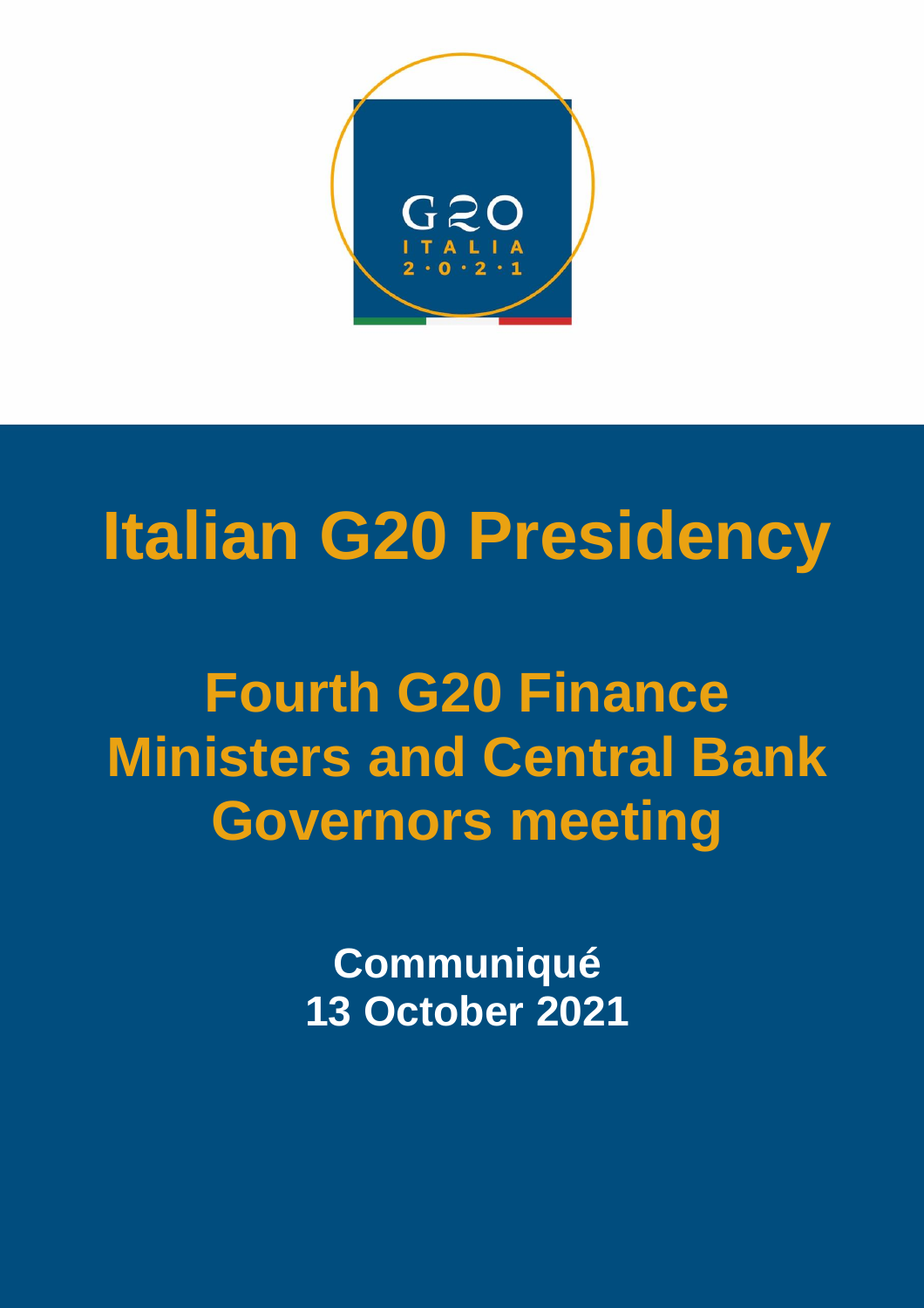# Italian G20 Presidency

## Fourth G20 Finance Ministers and Central Bank Governors meeting

**Communiqué**
**13 October 2021**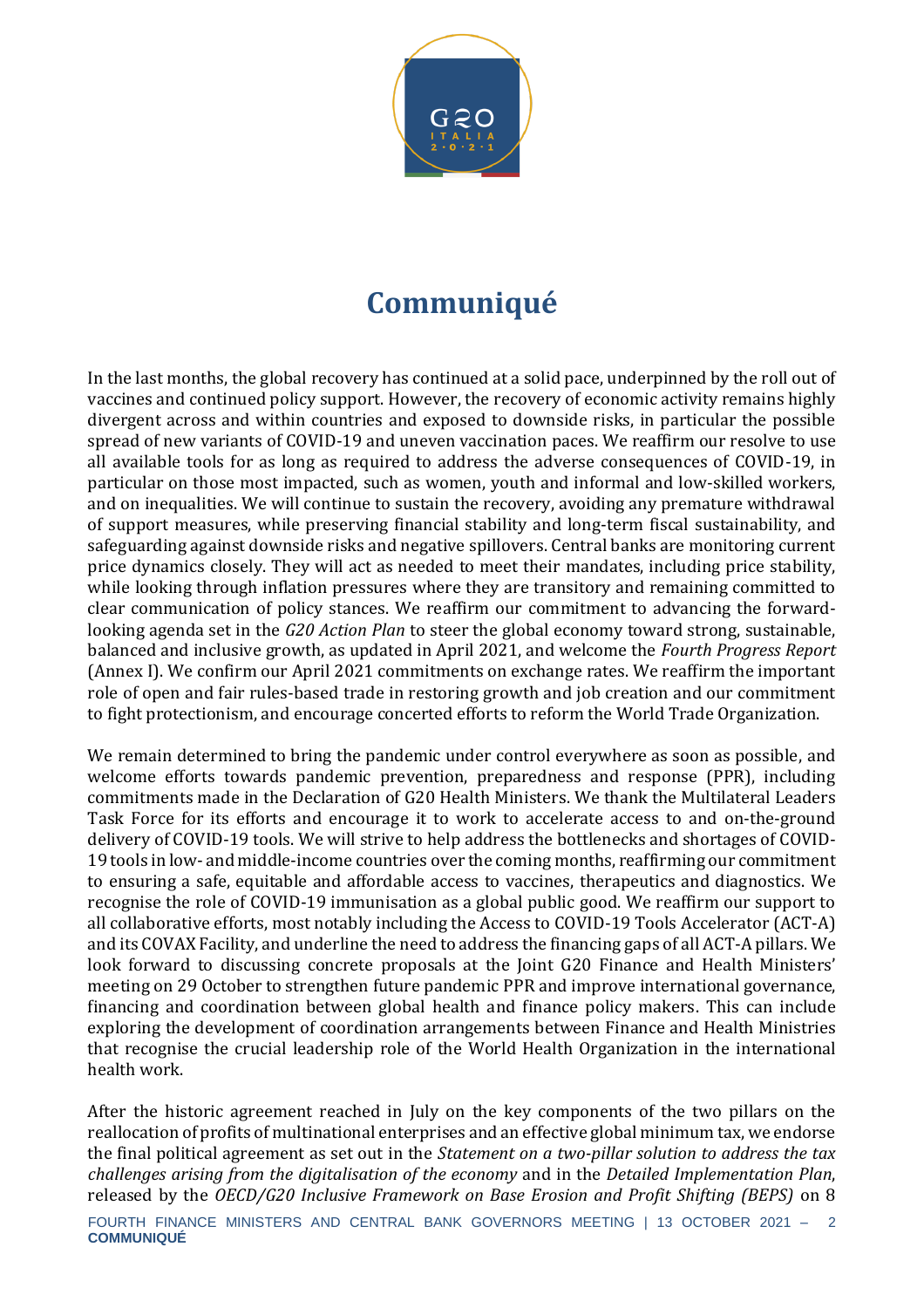# Communiqué

In the last months, the global recovery has continued at a solid pace, underpinned by the roll out of vaccines and continued policy support. However, the recovery of economic activity remains highly divergent across and within countries and exposed to downside risks, in particular the possible spread of new variants of COVID-19 and uneven vaccination paces. We reaffirm our resolve to use all available tools for as long as required to address the adverse consequences of COVID-19, in particular on those most impacted, such as women, youth and informal and low-skilled workers, and on inequalities. We will continue to sustain the recovery, avoiding any premature withdrawal of support measures, while preserving financial stability and long-term fiscal sustainability, and safeguarding against downside risks and negative spillovers. Central banks are monitoring current price dynamics closely. They will act as needed to meet their mandates, including price stability, while looking through inflation pressures where they are transitory and remaining committed to clear communication of policy stances. We reaffirm our commitment to advancing the forward-looking agenda set in the *G20 Action Plan* to steer the global economy toward strong, sustainable, balanced and inclusive growth, as updated in April 2021, and welcome the *Fourth Progress Report* (Annex I). We confirm our April 2021 commitments on exchange rates. We reaffirm the important role of open and fair rules-based trade in restoring growth and job creation and our commitment to fight protectionism, and encourage concerted efforts to reform the World Trade Organization.

We remain determined to bring the pandemic under control everywhere as soon as possible, and welcome efforts towards pandemic prevention, preparedness and response (PPR), including commitments made in the Declaration of G20 Health Ministers. We thank the Multilateral Leaders Task Force for its efforts and encourage it to work to accelerate access to and on-the-ground delivery of COVID-19 tools. We will strive to help address the bottlenecks and shortages of COVID-19 tools in low- and middle-income countries over the coming months, reaffirming our commitment to ensuring a safe, equitable and affordable access to vaccines, therapeutics and diagnostics. We recognise the role of COVID-19 immunisation as a global public good. We reaffirm our support to all collaborative efforts, most notably including the Access to COVID-19 Tools Accelerator (ACT-A) and its COVAX Facility, and underline the need to address the financing gaps of all ACT-A pillars. We look forward to discussing concrete proposals at the Joint G20 Finance and Health Ministers' meeting on 29 October to strengthen future pandemic PPR and improve international governance, financing and coordination between global health and finance policy makers. This can include exploring the development of coordination arrangements between Finance and Health Ministries that recognise the crucial leadership role of the World Health Organization in the international health work.

After the historic agreement reached in July on the key components of the two pillars on the reallocation of profits of multinational enterprises and an effective global minimum tax, we endorse the final political agreement as set out in the *Statement on a two-pillar solution to address the tax challenges arising from the digitalisation of the economy* and in the *Detailed Implementation Plan*, released by the *OECD/G20 Inclusive Framework on Base Erosion and Profit Shifting (BEPS)* on 8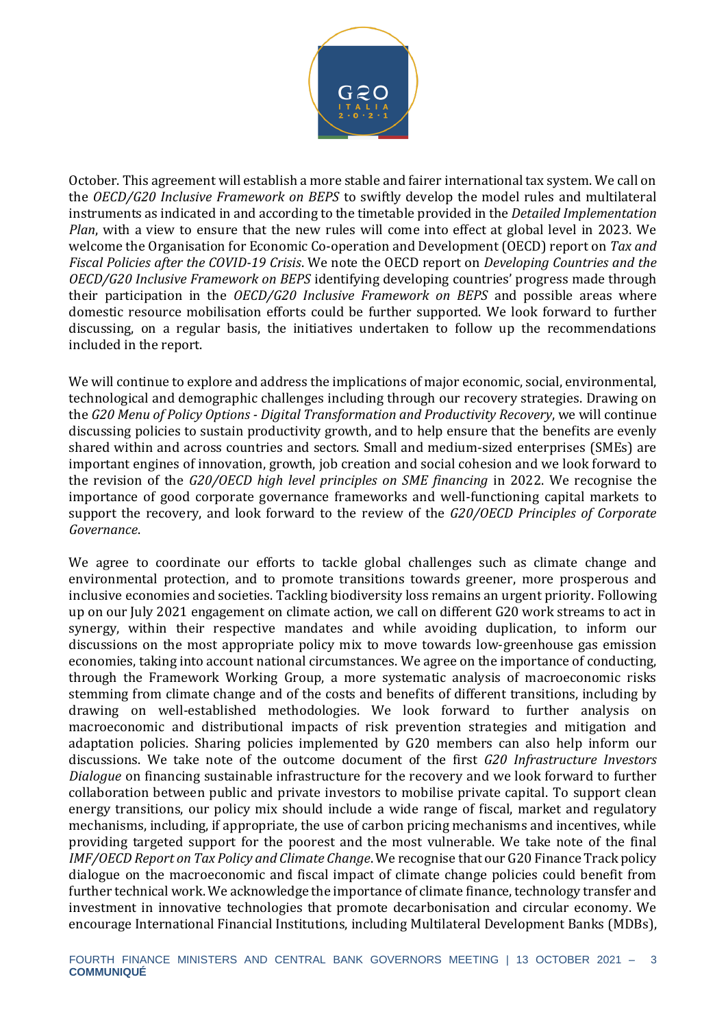October. This agreement will establish a more stable and fairer international tax system. We call on the *OECD/G20 Inclusive Framework on BEPS* to swiftly develop the model rules and multilateral instruments as indicated in and according to the timetable provided in the *Detailed Implementation Plan*, with a view to ensure that the new rules will come into effect at global level in 2023. We welcome the Organisation for Economic Co-operation and Development (OECD) report on *Tax and Fiscal Policies after the COVID-19 Crisis*. We note the OECD report on *Developing Countries and the OECD/G20 Inclusive Framework on BEPS* identifying developing countries' progress made through their participation in the *OECD/G20 Inclusive Framework on BEPS* and possible areas where domestic resource mobilisation efforts could be further supported. We look forward to further discussing, on a regular basis, the initiatives undertaken to follow up the recommendations included in the report.

We will continue to explore and address the implications of major economic, social, environmental, technological and demographic challenges including through our recovery strategies. Drawing on the *G20 Menu of Policy Options - Digital Transformation and Productivity Recovery*, we will continue discussing policies to sustain productivity growth, and to help ensure that the benefits are evenly shared within and across countries and sectors. Small and medium-sized enterprises (SMEs) are important engines of innovation, growth, job creation and social cohesion and we look forward to the revision of the *G20/OECD high level principles on SME financing* in 2022. We recognise the importance of good corporate governance frameworks and well-functioning capital markets to support the recovery, and look forward to the review of the *G20/OECD Principles of Corporate Governance*.

We agree to coordinate our efforts to tackle global challenges such as climate change and environmental protection, and to promote transitions towards greener, more prosperous and inclusive economies and societies. Tackling biodiversity loss remains an urgent priority. Following up on our July 2021 engagement on climate action, we call on different G20 work streams to act in synergy, within their respective mandates and while avoiding duplication, to inform our discussions on the most appropriate policy mix to move towards low-greenhouse gas emission economies, taking into account national circumstances. We agree on the importance of conducting, through the Framework Working Group, a more systematic analysis of macroeconomic risks stemming from climate change and of the costs and benefits of different transitions, including by drawing on well-established methodologies. We look forward to further analysis on macroeconomic and distributional impacts of risk prevention strategies and mitigation and adaptation policies. Sharing policies implemented by G20 members can also help inform our discussions. We take note of the outcome document of the first *G20 Infrastructure Investors Dialogue* on financing sustainable infrastructure for the recovery and we look forward to further collaboration between public and private investors to mobilise private capital. To support clean energy transitions, our policy mix should include a wide range of fiscal, market and regulatory mechanisms, including, if appropriate, the use of carbon pricing mechanisms and incentives, while providing targeted support for the poorest and the most vulnerable. We take note of the final *IMF/OECD Report on Tax Policy and Climate Change*. We recognise that our G20 Finance Track policy dialogue on the macroeconomic and fiscal impact of climate change policies could benefit from further technical work. We acknowledge the importance of climate finance, technology transfer and investment in innovative technologies that promote decarbonisation and circular economy. We encourage International Financial Institutions, including Multilateral Development Banks (MDBs),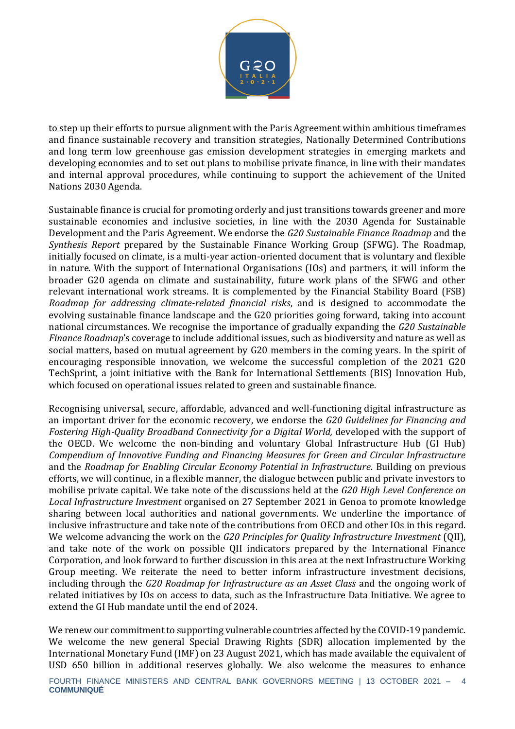to step up their efforts to pursue alignment with the Paris Agreement within ambitious timeframes and finance sustainable recovery and transition strategies, Nationally Determined Contributions and long term low greenhouse gas emission development strategies in emerging markets and developing economies and to set out plans to mobilise private finance, in line with their mandates and internal approval procedures, while continuing to support the achievement of the United Nations 2030 Agenda.

Sustainable finance is crucial for promoting orderly and just transitions towards greener and more sustainable economies and inclusive societies, in line with the 2030 Agenda for Sustainable Development and the Paris Agreement. We endorse the *G20 Sustainable Finance Roadmap* and the *Synthesis Report* prepared by the Sustainable Finance Working Group (SFWG). The Roadmap, initially focused on climate, is a multi-year action-oriented document that is voluntary and flexible in nature. With the support of International Organisations (IOs) and partners, it will inform the broader G20 agenda on climate and sustainability, future work plans of the SFWG and other relevant international work streams. It is complemented by the Financial Stability Board (FSB) *Roadmap for addressing climate-related financial risks*, and is designed to accommodate the evolving sustainable finance landscape and the G20 priorities going forward, taking into account national circumstances. We recognise the importance of gradually expanding the *G20 Sustainable Finance Roadmap*'s coverage to include additional issues, such as biodiversity and nature as well as social matters, based on mutual agreement by G20 members in the coming years. In the spirit of encouraging responsible innovation, we welcome the successful completion of the 2021 G20 TechSprint, a joint initiative with the Bank for International Settlements (BIS) Innovation Hub, which focused on operational issues related to green and sustainable finance.

Recognising universal, secure, affordable, advanced and well-functioning digital infrastructure as an important driver for the economic recovery, we endorse the *G20 Guidelines for Financing and Fostering High-Quality Broadband Connectivity for a Digital World,* developed with the support of the OECD. We welcome the non-binding and voluntary Global Infrastructure Hub (GI Hub) *Compendium of Innovative Funding and Financing Measures for Green and Circular Infrastructure* and the *Roadmap for Enabling Circular Economy Potential in Infrastructure*. Building on previous efforts, we will continue, in a flexible manner, the dialogue between public and private investors to mobilise private capital. We take note of the discussions held at the *G20 High Level Conference on Local Infrastructure Investment* organised on 27 September 2021 in Genoa to promote knowledge sharing between local authorities and national governments. We underline the importance of inclusive infrastructure and take note of the contributions from OECD and other IOs in this regard. We welcome advancing the work on the *G20 Principles for Quality Infrastructure Investment* (QII), and take note of the work on possible QII indicators prepared by the International Finance Corporation, and look forward to further discussion in this area at the next Infrastructure Working Group meeting. We reiterate the need to better inform infrastructure investment decisions, including through the *G20 Roadmap for Infrastructure as an Asset Class* and the ongoing work of related initiatives by IOs on access to data, such as the Infrastructure Data Initiative. We agree to extend the GI Hub mandate until the end of 2024.

We renew our commitment to supporting vulnerable countries affected by the COVID-19 pandemic. We welcome the new general Special Drawing Rights (SDR) allocation implemented by the International Monetary Fund (IMF) on 23 August 2021, which has made available the equivalent of USD 650 billion in additional reserves globally. We also welcome the measures to enhance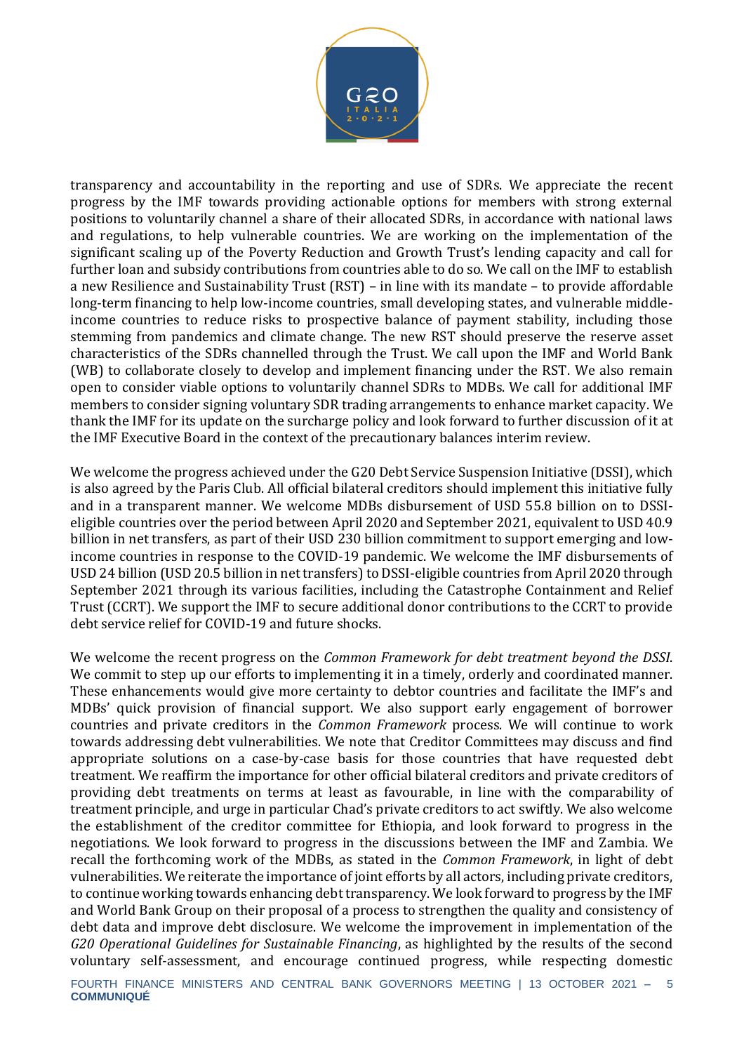transparency and accountability in the reporting and use of SDRs. We appreciate the recent progress by the IMF towards providing actionable options for members with strong external positions to voluntarily channel a share of their allocated SDRs, in accordance with national laws and regulations, to help vulnerable countries. We are working on the implementation of the significant scaling up of the Poverty Reduction and Growth Trust's lending capacity and call for further loan and subsidy contributions from countries able to do so. We call on the IMF to establish a new Resilience and Sustainability Trust (RST) – in line with its mandate – to provide affordable long-term financing to help low-income countries, small developing states, and vulnerable middle-income countries to reduce risks to prospective balance of payment stability, including those stemming from pandemics and climate change. The new RST should preserve the reserve asset characteristics of the SDRs channelled through the Trust. We call upon the IMF and World Bank (WB) to collaborate closely to develop and implement financing under the RST. We also remain open to consider viable options to voluntarily channel SDRs to MDBs. We call for additional IMF members to consider signing voluntary SDR trading arrangements to enhance market capacity. We thank the IMF for its update on the surcharge policy and look forward to further discussion of it at the IMF Executive Board in the context of the precautionary balances interim review.

We welcome the progress achieved under the G20 Debt Service Suspension Initiative (DSSI), which is also agreed by the Paris Club. All official bilateral creditors should implement this initiative fully and in a transparent manner. We welcome MDBs disbursement of USD 55.8 billion on to DSSI-eligible countries over the period between April 2020 and September 2021, equivalent to USD 40.9 billion in net transfers, as part of their USD 230 billion commitment to support emerging and low-income countries in response to the COVID-19 pandemic. We welcome the IMF disbursements of USD 24 billion (USD 20.5 billion in net transfers) to DSSI-eligible countries from April 2020 through September 2021 through its various facilities, including the Catastrophe Containment and Relief Trust (CCRT). We support the IMF to secure additional donor contributions to the CCRT to provide debt service relief for COVID-19 and future shocks.

We welcome the recent progress on the *Common Framework for debt treatment beyond the DSSI*. We commit to step up our efforts to implementing it in a timely, orderly and coordinated manner. These enhancements would give more certainty to debtor countries and facilitate the IMF's and MDBs' quick provision of financial support. We also support early engagement of borrower countries and private creditors in the *Common Framework* process. We will continue to work towards addressing debt vulnerabilities. We note that Creditor Committees may discuss and find appropriate solutions on a case-by-case basis for those countries that have requested debt treatment. We reaffirm the importance for other official bilateral creditors and private creditors of providing debt treatments on terms at least as favourable, in line with the comparability of treatment principle, and urge in particular Chad's private creditors to act swiftly. We also welcome the establishment of the creditor committee for Ethiopia, and look forward to progress in the negotiations. We look forward to progress in the discussions between the IMF and Zambia. We recall the forthcoming work of the MDBs, as stated in the *Common Framework*, in light of debt vulnerabilities. We reiterate the importance of joint efforts by all actors, including private creditors, to continue working towards enhancing debt transparency. We look forward to progress by the IMF and World Bank Group on their proposal of a process to strengthen the quality and consistency of debt data and improve debt disclosure. We welcome the improvement in implementation of the *G20 Operational Guidelines for Sustainable Financing*, as highlighted by the results of the second voluntary self-assessment, and encourage continued progress, while respecting domestic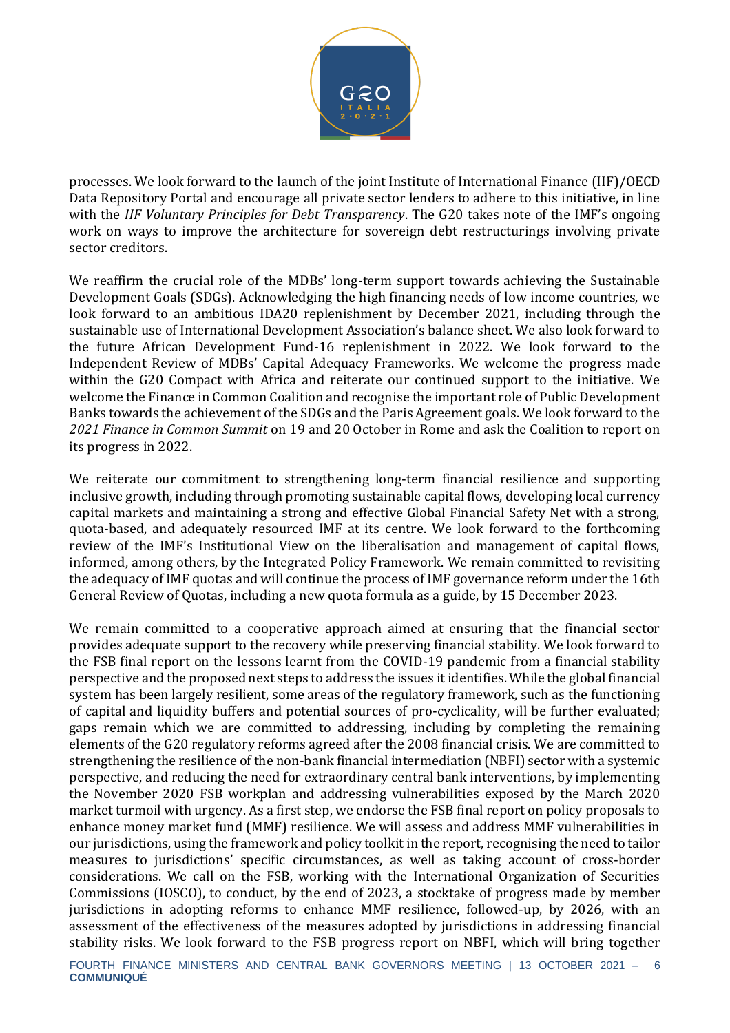processes. We look forward to the launch of the joint Institute of International Finance (IIF)/OECD Data Repository Portal and encourage all private sector lenders to adhere to this initiative, in line with the *IIF Voluntary Principles for Debt Transparency*. The G20 takes note of the IMF's ongoing work on ways to improve the architecture for sovereign debt restructurings involving private sector creditors.

We reaffirm the crucial role of the MDBs' long-term support towards achieving the Sustainable Development Goals (SDGs). Acknowledging the high financing needs of low income countries, we look forward to an ambitious IDA20 replenishment by December 2021, including through the sustainable use of International Development Association's balance sheet. We also look forward to the future African Development Fund-16 replenishment in 2022. We look forward to the Independent Review of MDBs' Capital Adequacy Frameworks. We welcome the progress made within the G20 Compact with Africa and reiterate our continued support to the initiative. We welcome the Finance in Common Coalition and recognise the important role of Public Development Banks towards the achievement of the SDGs and the Paris Agreement goals. We look forward to the *2021 Finance in Common Summit* on 19 and 20 October in Rome and ask the Coalition to report on its progress in 2022.

We reiterate our commitment to strengthening long-term financial resilience and supporting inclusive growth, including through promoting sustainable capital flows, developing local currency capital markets and maintaining a strong and effective Global Financial Safety Net with a strong, quota-based, and adequately resourced IMF at its centre. We look forward to the forthcoming review of the IMF's Institutional View on the liberalisation and management of capital flows, informed, among others, by the Integrated Policy Framework. We remain committed to revisiting the adequacy of IMF quotas and will continue the process of IMF governance reform under the 16th General Review of Quotas, including a new quota formula as a guide, by 15 December 2023.

We remain committed to a cooperative approach aimed at ensuring that the financial sector provides adequate support to the recovery while preserving financial stability. We look forward to the FSB final report on the lessons learnt from the COVID-19 pandemic from a financial stability perspective and the proposed next steps to address the issues it identifies. While the global financial system has been largely resilient, some areas of the regulatory framework, such as the functioning of capital and liquidity buffers and potential sources of pro-cyclicality, will be further evaluated; gaps remain which we are committed to addressing, including by completing the remaining elements of the G20 regulatory reforms agreed after the 2008 financial crisis. We are committed to strengthening the resilience of the non-bank financial intermediation (NBFI) sector with a systemic perspective, and reducing the need for extraordinary central bank interventions, by implementing the November 2020 FSB workplan and addressing vulnerabilities exposed by the March 2020 market turmoil with urgency. As a first step, we endorse the FSB final report on policy proposals to enhance money market fund (MMF) resilience. We will assess and address MMF vulnerabilities in our jurisdictions, using the framework and policy toolkit in the report, recognising the need to tailor measures to jurisdictions' specific circumstances, as well as taking account of cross-border considerations. We call on the FSB, working with the International Organization of Securities Commissions (IOSCO), to conduct, by the end of 2023, a stocktake of progress made by member jurisdictions in adopting reforms to enhance MMF resilience, followed-up, by 2026, with an assessment of the effectiveness of the measures adopted by jurisdictions in addressing financial stability risks. We look forward to the FSB progress report on NBFI, which will bring together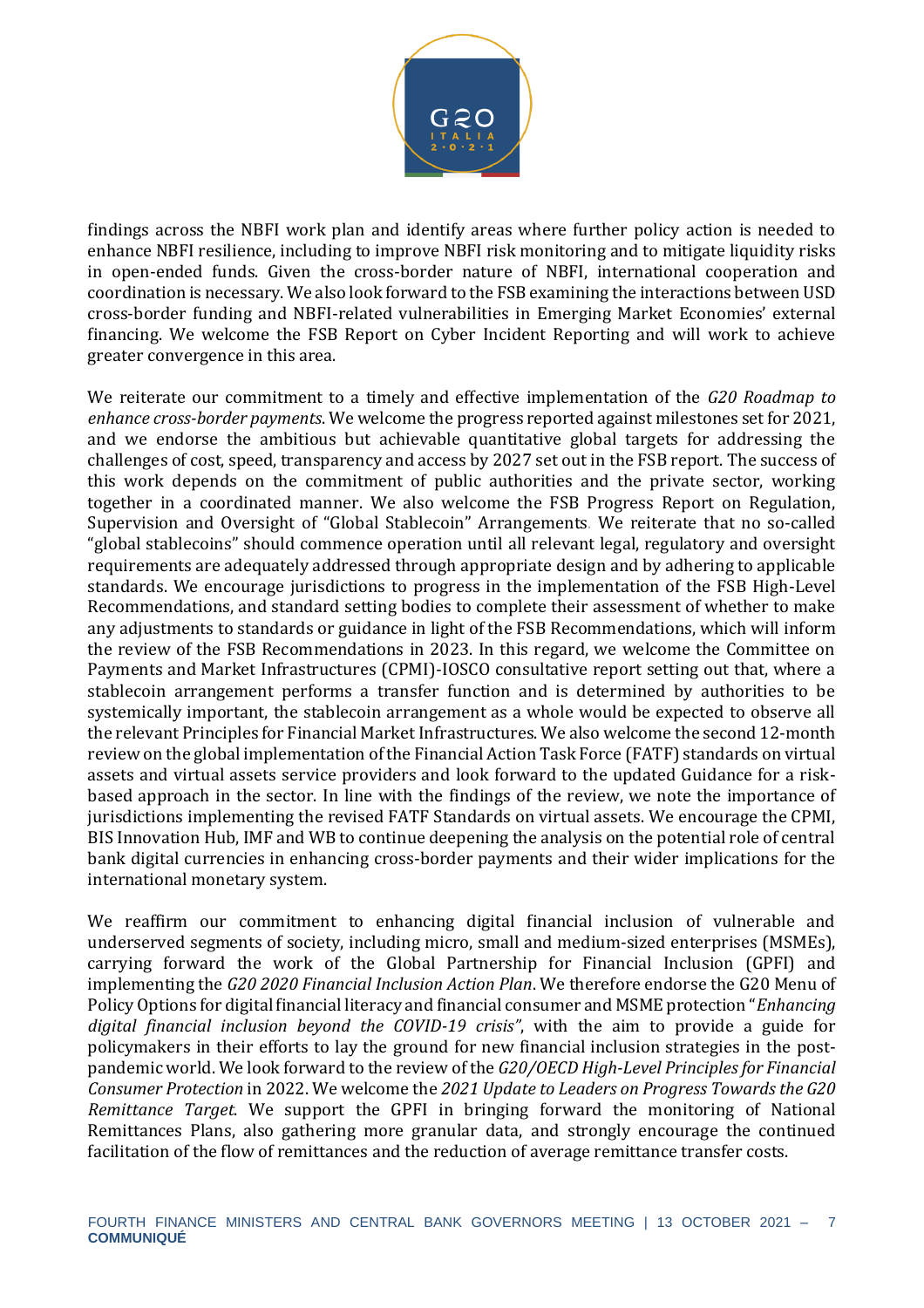findings across the NBFI work plan and identify areas where further policy action is needed to enhance NBFI resilience, including to improve NBFI risk monitoring and to mitigate liquidity risks in open-ended funds. Given the cross-border nature of NBFI, international cooperation and coordination is necessary. We also look forward to the FSB examining the interactions between USD cross-border funding and NBFI-related vulnerabilities in Emerging Market Economies' external financing. We welcome the FSB Report on Cyber Incident Reporting and will work to achieve greater convergence in this area.

We reiterate our commitment to a timely and effective implementation of the *G20 Roadmap to enhance cross-border payments*. We welcome the progress reported against milestones set for 2021, and we endorse the ambitious but achievable quantitative global targets for addressing the challenges of cost, speed, transparency and access by 2027 set out in the FSB report. The success of this work depends on the commitment of public authorities and the private sector, working together in a coordinated manner. We also welcome the FSB Progress Report on Regulation, Supervision and Oversight of "Global Stablecoin" Arrangements. We reiterate that no so-called "global stablecoins" should commence operation until all relevant legal, regulatory and oversight requirements are adequately addressed through appropriate design and by adhering to applicable standards. We encourage jurisdictions to progress in the implementation of the FSB High-Level Recommendations, and standard setting bodies to complete their assessment of whether to make any adjustments to standards or guidance in light of the FSB Recommendations, which will inform the review of the FSB Recommendations in 2023. In this regard, we welcome the Committee on Payments and Market Infrastructures (CPMI)-IOSCO consultative report setting out that, where a stablecoin arrangement performs a transfer function and is determined by authorities to be systemically important, the stablecoin arrangement as a whole would be expected to observe all the relevant Principles for Financial Market Infrastructures. We also welcome the second 12-month review on the global implementation of the Financial Action Task Force (FATF) standards on virtual assets and virtual assets service providers and look forward to the updated Guidance for a risk-based approach in the sector. In line with the findings of the review, we note the importance of jurisdictions implementing the revised FATF Standards on virtual assets. We encourage the CPMI, BIS Innovation Hub, IMF and WB to continue deepening the analysis on the potential role of central bank digital currencies in enhancing cross-border payments and their wider implications for the international monetary system.

We reaffirm our commitment to enhancing digital financial inclusion of vulnerable and underserved segments of society, including micro, small and medium-sized enterprises (MSMEs), carrying forward the work of the Global Partnership for Financial Inclusion (GPFI) and implementing the *G20 2020 Financial Inclusion Action Plan*. We therefore endorse the G20 Menu of Policy Options for digital financial literacy and financial consumer and MSME protection "*Enhancing digital financial inclusion beyond the COVID-19 crisis*", with the aim to provide a guide for policymakers in their efforts to lay the ground for new financial inclusion strategies in the post-pandemic world. We look forward to the review of the *G20/OECD High-Level Principles for Financial Consumer Protection* in 2022. We welcome the *2021 Update to Leaders on Progress Towards the G20 Remittance Target*. We support the GPFI in bringing forward the monitoring of National Remittances Plans, also gathering more granular data, and strongly encourage the continued facilitation of the flow of remittances and the reduction of average remittance transfer costs.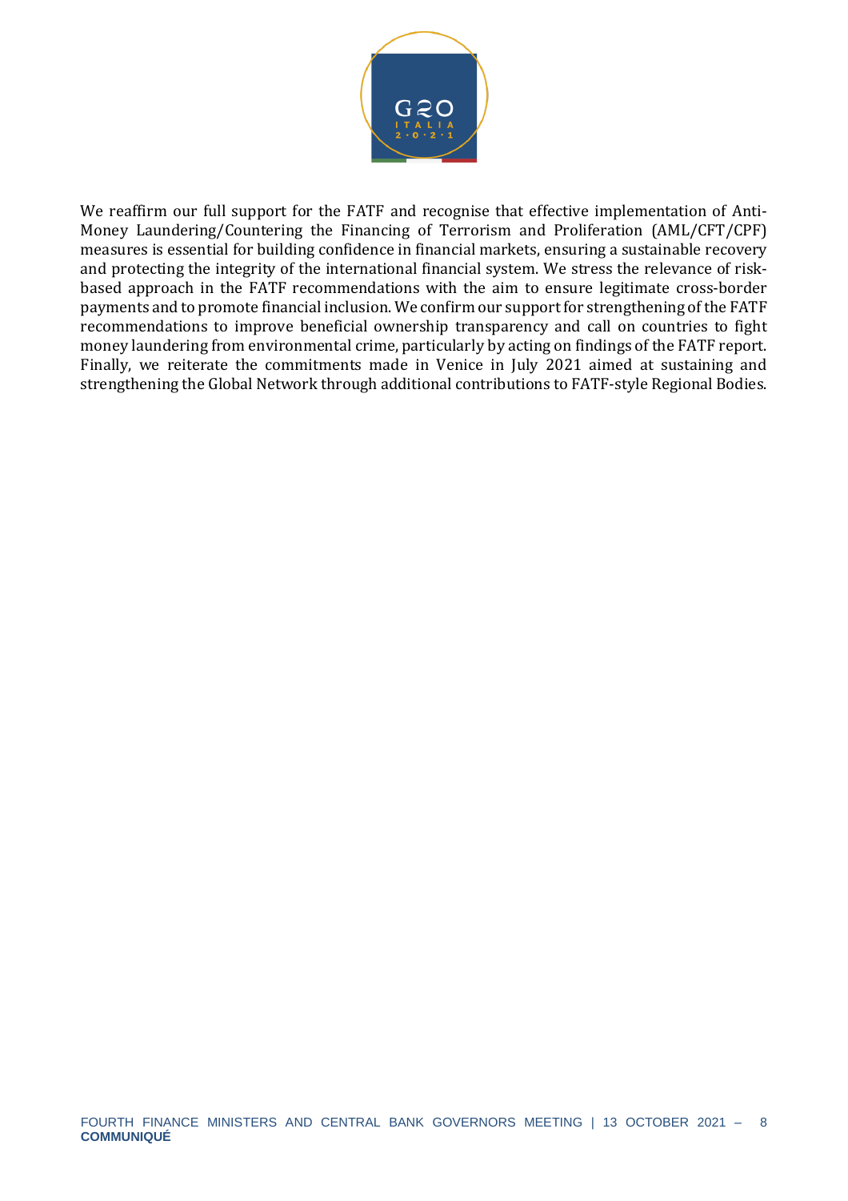We reaffirm our full support for the FATF and recognise that effective implementation of Anti-Money Laundering/Countering the Financing of Terrorism and Proliferation (AML/CFT/CPF) measures is essential for building confidence in financial markets, ensuring a sustainable recovery and protecting the integrity of the international financial system. We stress the relevance of risk-based approach in the FATF recommendations with the aim to ensure legitimate cross-border payments and to promote financial inclusion. We confirm our support for strengthening of the FATF recommendations to improve beneficial ownership transparency and call on countries to fight money laundering from environmental crime, particularly by acting on findings of the FATF report. Finally, we reiterate the commitments made in Venice in July 2021 aimed at sustaining and strengthening the Global Network through additional contributions to FATF-style Regional Bodies.